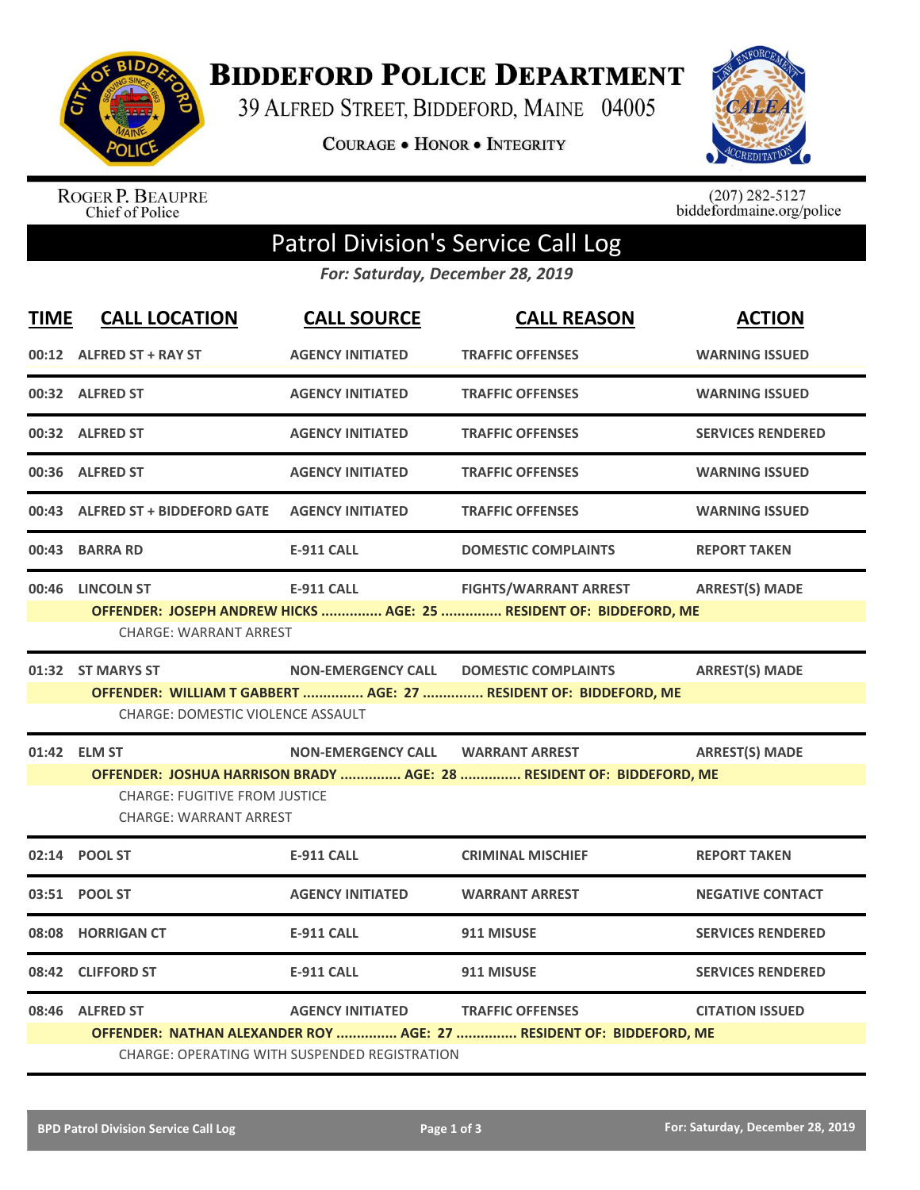# Biddeford Police Department

39 Alfred Street, Biddeford, Maine 04005

Courage • Honor • Integrity

Roger P. Beaupre
Chief of Police

(207) 282-5127
biddefordmaine.org/police

## Patrol Division's Service Call Log

*For: Saturday, December 28, 2019*

| TIME | CALL LOCATION | CALL SOURCE | CALL REASON | ACTION |
|---|---|---|---|---|
| 00:12 | ALFRED ST + RAY ST | AGENCY INITIATED | TRAFFIC OFFENSES | WARNING ISSUED |
| 00:32 | ALFRED ST | AGENCY INITIATED | TRAFFIC OFFENSES | WARNING ISSUED |
| 00:32 | ALFRED ST | AGENCY INITIATED | TRAFFIC OFFENSES | SERVICES RENDERED |
| 00:36 | ALFRED ST | AGENCY INITIATED | TRAFFIC OFFENSES | WARNING ISSUED |
| 00:43 | ALFRED ST + BIDDEFORD GATE | AGENCY INITIATED | TRAFFIC OFFENSES | WARNING ISSUED |
| 00:43 | BARRA RD | E-911 CALL | DOMESTIC COMPLAINTS | REPORT TAKEN |
| 00:46 | LINCOLN ST | E-911 CALL | FIGHTS/WARRANT ARREST | ARREST(S) MADE |

**OFFENDER: JOSEPH ANDREW HICKS ............... AGE: 25 ............... RESIDENT OF: BIDDEFORD, ME**
CHARGE: WARRANT ARREST

| TIME | CALL LOCATION | CALL SOURCE | CALL REASON | ACTION |
|---|---|---|---|---|
| 01:32 | ST MARYS ST | NON-EMERGENCY CALL | DOMESTIC COMPLAINTS | ARREST(S) MADE |

**OFFENDER: WILLIAM T GABBERT ............... AGE: 27 ............... RESIDENT OF: BIDDEFORD, ME**
CHARGE: DOMESTIC VIOLENCE ASSAULT

| TIME | CALL LOCATION | CALL SOURCE | CALL REASON | ACTION |
|---|---|---|---|---|
| 01:42 | ELM ST | NON-EMERGENCY CALL | WARRANT ARREST | ARREST(S) MADE |

**OFFENDER: JOSHUA HARRISON BRADY ............... AGE: 28 ............... RESIDENT OF: BIDDEFORD, ME**
CHARGE: FUGITIVE FROM JUSTICE
CHARGE: WARRANT ARREST

| TIME | CALL LOCATION | CALL SOURCE | CALL REASON | ACTION |
|---|---|---|---|---|
| 02:14 | POOL ST | E-911 CALL | CRIMINAL MISCHIEF | REPORT TAKEN |
| 03:51 | POOL ST | AGENCY INITIATED | WARRANT ARREST | NEGATIVE CONTACT |
| 08:08 | HORRIGAN CT | E-911 CALL | 911 MISUSE | SERVICES RENDERED |
| 08:42 | CLIFFORD ST | E-911 CALL | 911 MISUSE | SERVICES RENDERED |
| 08:46 | ALFRED ST | AGENCY INITIATED | TRAFFIC OFFENSES | CITATION ISSUED |

**OFFENDER: NATHAN ALEXANDER ROY ............... AGE: 27 ............... RESIDENT OF: BIDDEFORD, ME**
CHARGE: OPERATING WITH SUSPENDED REGISTRATION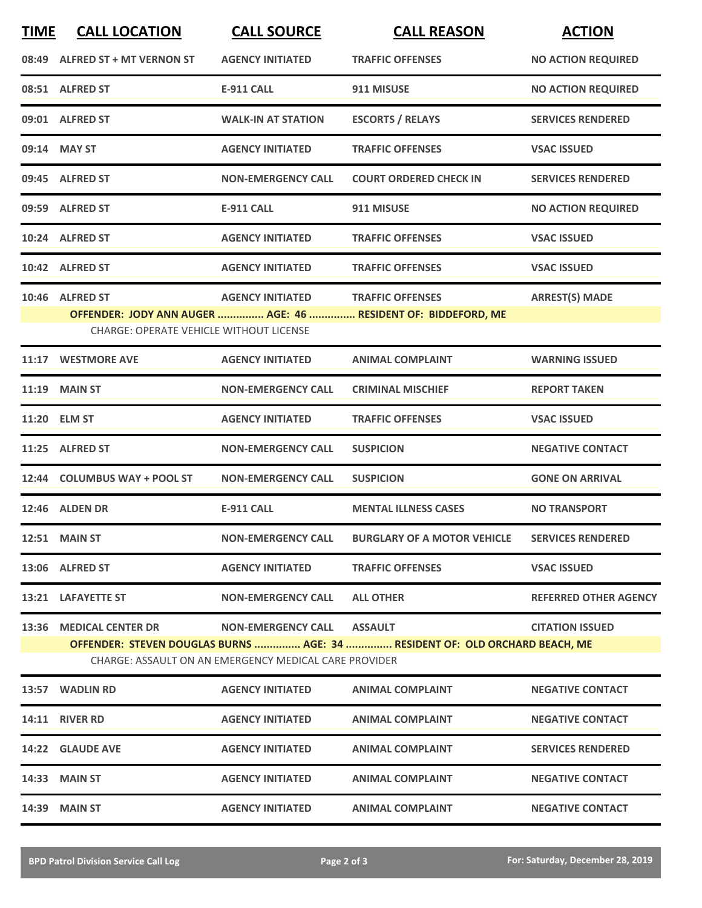| TIME | CALL LOCATION | CALL SOURCE | CALL REASON | ACTION |
|---|---|---|---|---|
| 08:49 | ALFRED ST + MT VERNON ST | AGENCY INITIATED | TRAFFIC OFFENSES | NO ACTION REQUIRED |
| 08:51 | ALFRED ST | E-911 CALL | 911 MISUSE | NO ACTION REQUIRED |
| 09:01 | ALFRED ST | WALK-IN AT STATION | ESCORTS / RELAYS | SERVICES RENDERED |
| 09:14 | MAY ST | AGENCY INITIATED | TRAFFIC OFFENSES | VSAC ISSUED |
| 09:45 | ALFRED ST | NON-EMERGENCY CALL | COURT ORDERED CHECK IN | SERVICES RENDERED |
| 09:59 | ALFRED ST | E-911 CALL | 911 MISUSE | NO ACTION REQUIRED |
| 10:24 | ALFRED ST | AGENCY INITIATED | TRAFFIC OFFENSES | VSAC ISSUED |
| 10:42 | ALFRED ST | AGENCY INITIATED | TRAFFIC OFFENSES | VSAC ISSUED |
| 10:46 | ALFRED ST | AGENCY INITIATED | TRAFFIC OFFENSES | ARREST(S) MADE |
| | OFFENDER: JODY ANN AUGER ............... AGE: 46 ............... RESIDENT OF: BIDDEFORD, ME | | | |
| | CHARGE: OPERATE VEHICLE WITHOUT LICENSE | | | |
| 11:17 | WESTMORE AVE | AGENCY INITIATED | ANIMAL COMPLAINT | WARNING ISSUED |
| 11:19 | MAIN ST | NON-EMERGENCY CALL | CRIMINAL MISCHIEF | REPORT TAKEN |
| 11:20 | ELM ST | AGENCY INITIATED | TRAFFIC OFFENSES | VSAC ISSUED |
| 11:25 | ALFRED ST | NON-EMERGENCY CALL | SUSPICION | NEGATIVE CONTACT |
| 12:44 | COLUMBUS WAY + POOL ST | NON-EMERGENCY CALL | SUSPICION | GONE ON ARRIVAL |
| 12:46 | ALDEN DR | E-911 CALL | MENTAL ILLNESS CASES | NO TRANSPORT |
| 12:51 | MAIN ST | NON-EMERGENCY CALL | BURGLARY OF A MOTOR VEHICLE | SERVICES RENDERED |
| 13:06 | ALFRED ST | AGENCY INITIATED | TRAFFIC OFFENSES | VSAC ISSUED |
| 13:21 | LAFAYETTE ST | NON-EMERGENCY CALL | ALL OTHER | REFERRED OTHER AGENCY |
| 13:36 | MEDICAL CENTER DR | NON-EMERGENCY CALL | ASSAULT | CITATION ISSUED |
| | OFFENDER: STEVEN DOUGLAS BURNS ............... AGE: 34 ............... RESIDENT OF: OLD ORCHARD BEACH, ME | | | |
| | CHARGE: ASSAULT ON AN EMERGENCY MEDICAL CARE PROVIDER | | | |
| 13:57 | WADLIN RD | AGENCY INITIATED | ANIMAL COMPLAINT | NEGATIVE CONTACT |
| 14:11 | RIVER RD | AGENCY INITIATED | ANIMAL COMPLAINT | NEGATIVE CONTACT |
| 14:22 | GLAUDE AVE | AGENCY INITIATED | ANIMAL COMPLAINT | SERVICES RENDERED |
| 14:33 | MAIN ST | AGENCY INITIATED | ANIMAL COMPLAINT | NEGATIVE CONTACT |
| 14:39 | MAIN ST | AGENCY INITIATED | ANIMAL COMPLAINT | NEGATIVE CONTACT |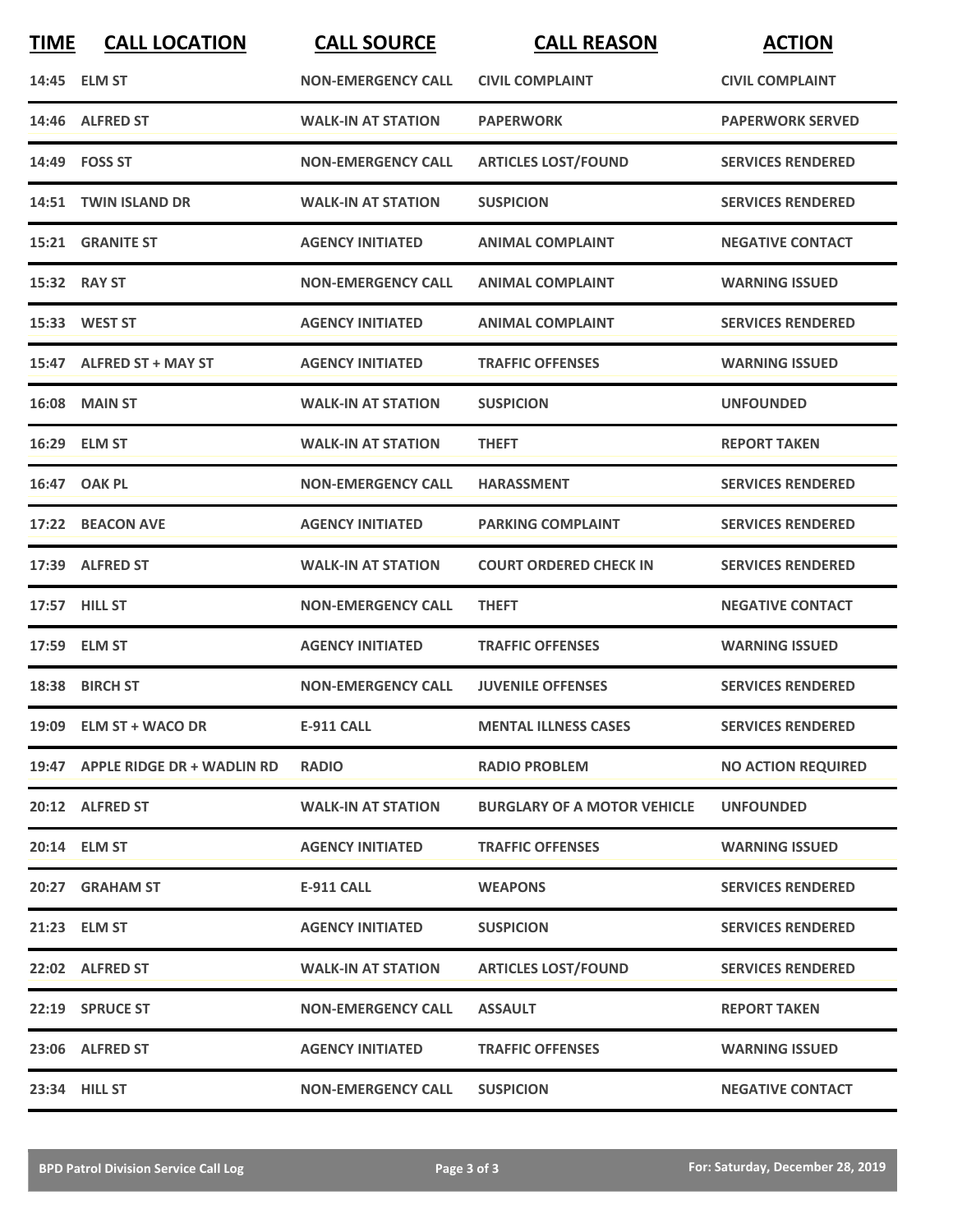| TIME | CALL LOCATION | CALL SOURCE | CALL REASON | ACTION |
|---|---|---|---|---|
| 14:45 | ELM ST | NON-EMERGENCY CALL | CIVIL COMPLAINT | CIVIL COMPLAINT |
| 14:46 | ALFRED ST | WALK-IN AT STATION | PAPERWORK | PAPERWORK SERVED |
| 14:49 | FOSS ST | NON-EMERGENCY CALL | ARTICLES LOST/FOUND | SERVICES RENDERED |
| 14:51 | TWIN ISLAND DR | WALK-IN AT STATION | SUSPICION | SERVICES RENDERED |
| 15:21 | GRANITE ST | AGENCY INITIATED | ANIMAL COMPLAINT | NEGATIVE CONTACT |
| 15:32 | RAY ST | NON-EMERGENCY CALL | ANIMAL COMPLAINT | WARNING ISSUED |
| 15:33 | WEST ST | AGENCY INITIATED | ANIMAL COMPLAINT | SERVICES RENDERED |
| 15:47 | ALFRED ST + MAY ST | AGENCY INITIATED | TRAFFIC OFFENSES | WARNING ISSUED |
| 16:08 | MAIN ST | WALK-IN AT STATION | SUSPICION | UNFOUNDED |
| 16:29 | ELM ST | WALK-IN AT STATION | THEFT | REPORT TAKEN |
| 16:47 | OAK PL | NON-EMERGENCY CALL | HARASSMENT | SERVICES RENDERED |
| 17:22 | BEACON AVE | AGENCY INITIATED | PARKING COMPLAINT | SERVICES RENDERED |
| 17:39 | ALFRED ST | WALK-IN AT STATION | COURT ORDERED CHECK IN | SERVICES RENDERED |
| 17:57 | HILL ST | NON-EMERGENCY CALL | THEFT | NEGATIVE CONTACT |
| 17:59 | ELM ST | AGENCY INITIATED | TRAFFIC OFFENSES | WARNING ISSUED |
| 18:38 | BIRCH ST | NON-EMERGENCY CALL | JUVENILE OFFENSES | SERVICES RENDERED |
| 19:09 | ELM ST + WACO DR | E-911 CALL | MENTAL ILLNESS CASES | SERVICES RENDERED |
| 19:47 | APPLE RIDGE DR + WADLIN RD | RADIO | RADIO PROBLEM | NO ACTION REQUIRED |
| 20:12 | ALFRED ST | WALK-IN AT STATION | BURGLARY OF A MOTOR VEHICLE | UNFOUNDED |
| 20:14 | ELM ST | AGENCY INITIATED | TRAFFIC OFFENSES | WARNING ISSUED |
| 20:27 | GRAHAM ST | E-911 CALL | WEAPONS | SERVICES RENDERED |
| 21:23 | ELM ST | AGENCY INITIATED | SUSPICION | SERVICES RENDERED |
| 22:02 | ALFRED ST | WALK-IN AT STATION | ARTICLES LOST/FOUND | SERVICES RENDERED |
| 22:19 | SPRUCE ST | NON-EMERGENCY CALL | ASSAULT | REPORT TAKEN |
| 23:06 | ALFRED ST | AGENCY INITIATED | TRAFFIC OFFENSES | WARNING ISSUED |
| 23:34 | HILL ST | NON-EMERGENCY CALL | SUSPICION | NEGATIVE CONTACT |